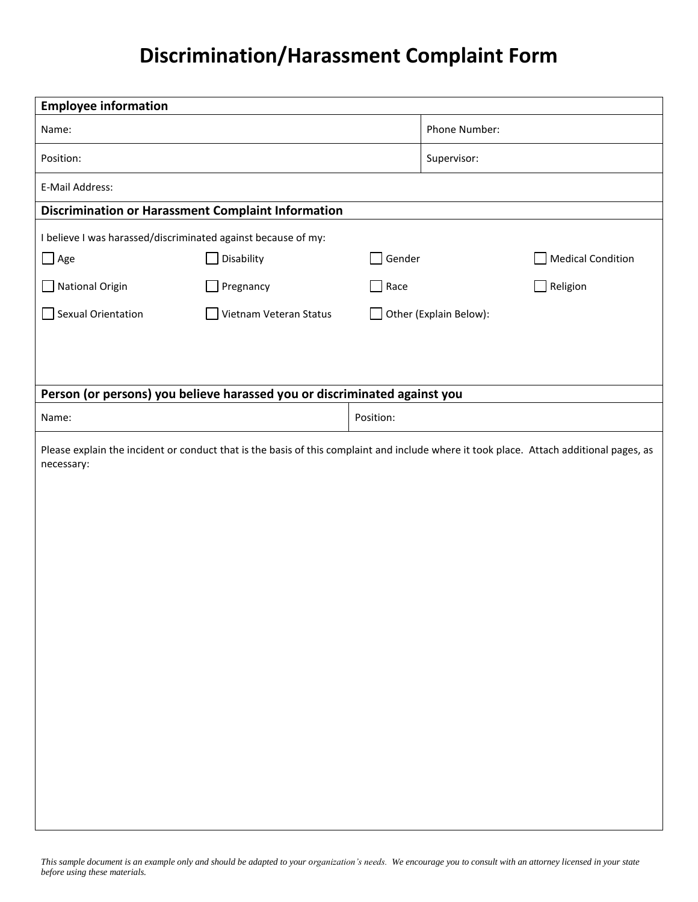# Discrimination/Harassment Complaint Form

| **Employee information** | |
|---|---|
| Name: | Phone Number: |
| Position: | Supervisor: |
| E-Mail Address: | |

**Discrimination or Harassment Complaint Information**

I believe I was harassed/discriminated against because of my:

- ☐ Age
- ☐ Disability
- ☐ Gender
- ☐ Medical Condition
- ☐ National Origin
- ☐ Pregnancy
- ☐ Race
- ☐ Religion
- ☐ Sexual Orientation
- ☐ Vietnam Veteran Status
- ☐ Other (Explain Below):

**Person (or persons) you believe harassed you or discriminated against you**

| Name: | Position: |
|---|---|

Please explain the incident or conduct that is the basis of this complaint and include where it took place. Attach additional pages, as necessary:

*This sample document is an example only and should be adapted to your organization's needs. We encourage you to consult with an attorney licensed in your state before using these materials.*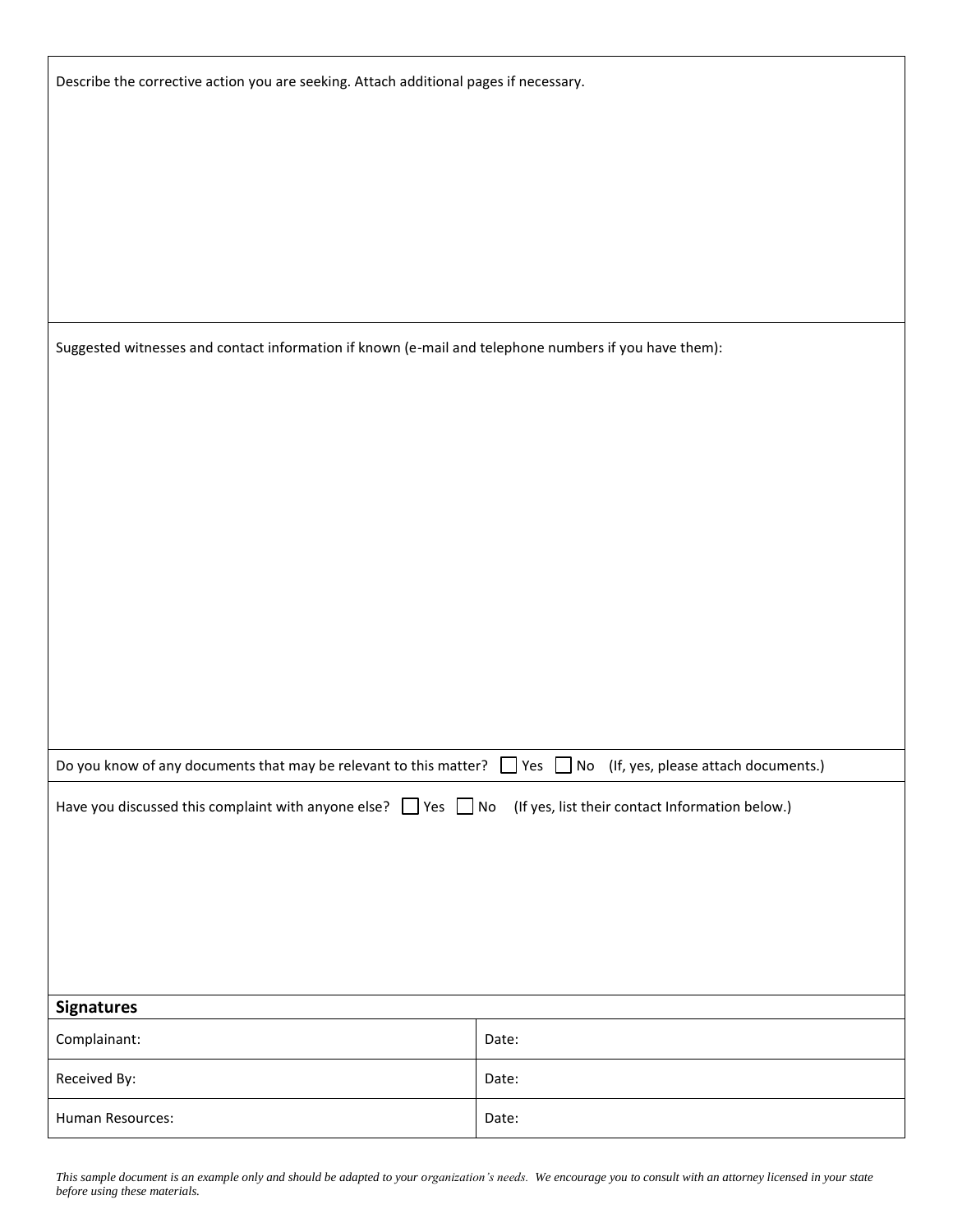Describe the corrective action you are seeking. Attach additional pages if necessary.

Suggested witnesses and contact information if known (e-mail and telephone numbers if you have them):

Do you know of any documents that may be relevant to this matter? ☐ Yes ☐ No (If, yes, please attach documents.)

Have you discussed this complaint with anyone else? ☐ Yes ☐ No (If yes, list their contact Information below.)

**Signatures**

| | |
|---|---|
| Complainant: | Date: |
| Received By: | Date: |
| Human Resources: | Date: |

*This sample document is an example only and should be adapted to your organization's needs. We encourage you to consult with an attorney licensed in your state before using these materials.*